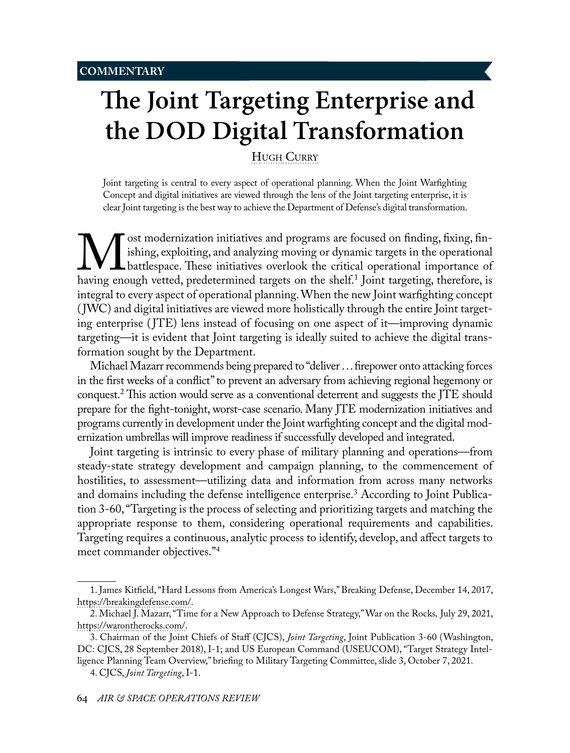COMMENTARY

# The Joint Targeting Enterprise and the DOD Digital Transformation

Hugh Curry

Joint targeting is central to every aspect of operational planning. When the Joint Warfighting Concept and digital initiatives are viewed through the lens of the Joint targeting enterprise, it is clear Joint targeting is the best way to achieve the Department of Defense's digital transformation.

Most modernization initiatives and programs are focused on finding, fixing, finishing, exploiting, and analyzing moving or dynamic targets in the operational battlespace. These initiatives overlook the critical operational importance of having enough vetted, predetermined targets on the shelf.[1] Joint targeting, therefore, is integral to every aspect of operational planning. When the new Joint warfighting concept (JWC) and digital initiatives are viewed more holistically through the entire Joint targeting enterprise (JTE) lens instead of focusing on one aspect of it—improving dynamic targeting—it is evident that Joint targeting is ideally suited to achieve the digital transformation sought by the Department.

Michael Mazarr recommends being prepared to "deliver . . . firepower onto attacking forces in the first weeks of a conflict" to prevent an adversary from achieving regional hegemony or conquest.[2] This action would serve as a conventional deterrent and suggests the JTE should prepare for the fight-tonight, worst-case scenario. Many JTE modernization initiatives and programs currently in development under the Joint warfighting concept and the digital modernization umbrellas will improve readiness if successfully developed and integrated.

Joint targeting is intrinsic to every phase of military planning and operations—from steady-state strategy development and campaign planning, to the commencement of hostilities, to assessment—utilizing data and information from across many networks and domains including the defense intelligence enterprise.[3] According to Joint Publication 3-60, "Targeting is the process of selecting and prioritizing targets and matching the appropriate response to them, considering operational requirements and capabilities. Targeting requires a continuous, analytic process to identify, develop, and affect targets to meet commander objectives."[4]

---

1. James Kitfield, "Hard Lessons from America's Longest Wars," Breaking Defense, December 14, 2017, https://breakingdefense.com/.

2. Michael J. Mazarr, "Time for a New Approach to Defense Strategy," War on the Rocks, July 29, 2021, https://warontherocks.com/.

3. Chairman of the Joint Chiefs of Staff (CJCS), *Joint Targeting*, Joint Publication 3-60 (Washington, DC: CJCS, 28 September 2018), I-1; and US European Command (USEUCOM), "Target Strategy Intelligence Planning Team Overview," briefing to Military Targeting Committee, slide 3, October 7, 2021.

4. CJCS, *Joint Targeting*, I-1.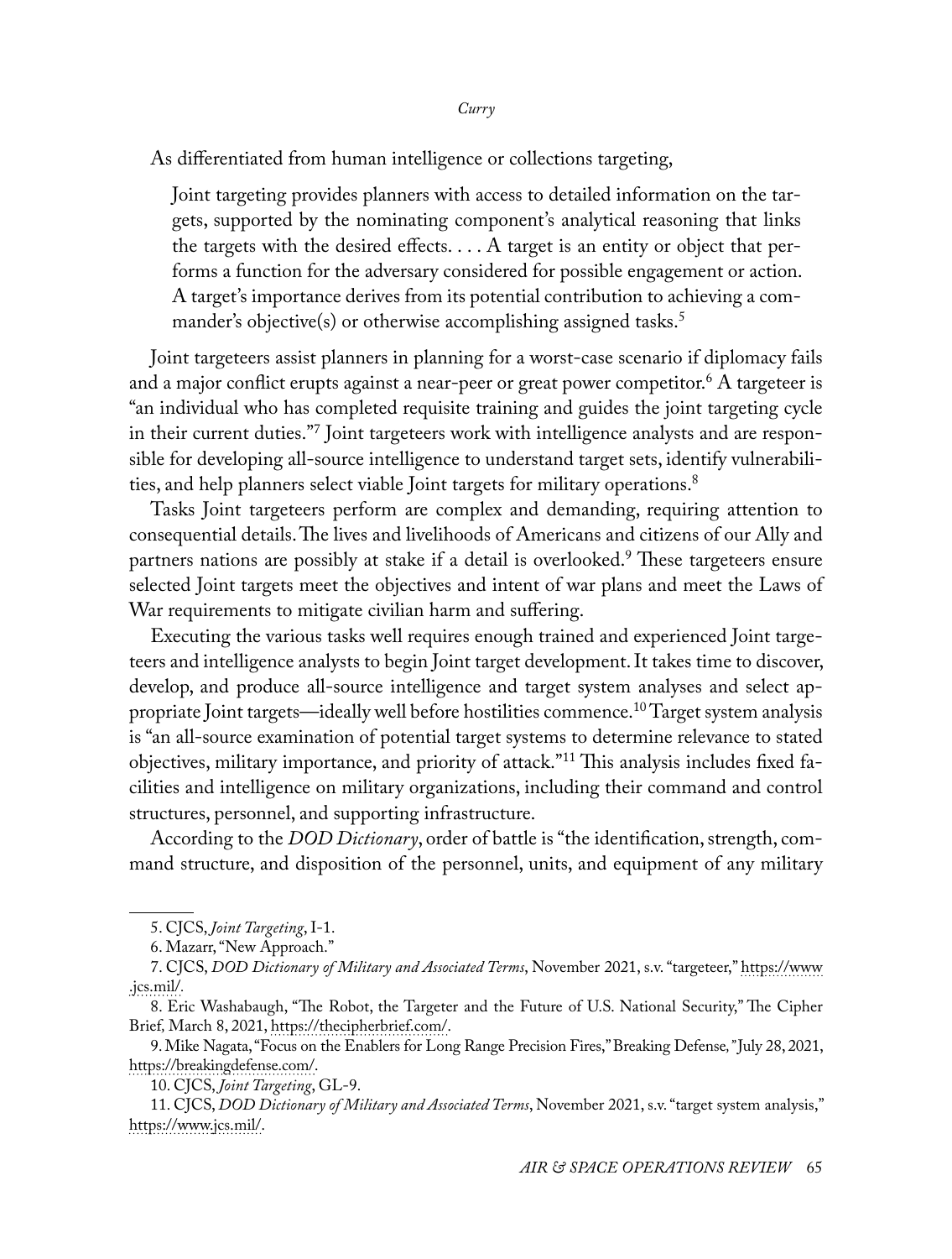As differentiated from human intelligence or collections targeting,

> Joint targeting provides planners with access to detailed information on the targets, supported by the nominating component's analytical reasoning that links the targets with the desired effects. . . . A target is an entity or object that performs a function for the adversary considered for possible engagement or action. A target's importance derives from its potential contribution to achieving a commander's objective(s) or otherwise accomplishing assigned tasks.[5]

Joint targeteers assist planners in planning for a worst-case scenario if diplomacy fails and a major conflict erupts against a near-peer or great power competitor.[6] A targeteer is "an individual who has completed requisite training and guides the joint targeting cycle in their current duties."[7] Joint targeteers work with intelligence analysts and are responsible for developing all-source intelligence to understand target sets, identify vulnerabilities, and help planners select viable Joint targets for military operations.[8]

Tasks Joint targeteers perform are complex and demanding, requiring attention to consequential details. The lives and livelihoods of Americans and citizens of our Ally and partners nations are possibly at stake if a detail is overlooked.[9] These targeteers ensure selected Joint targets meet the objectives and intent of war plans and meet the Laws of War requirements to mitigate civilian harm and suffering.

Executing the various tasks well requires enough trained and experienced Joint targeteers and intelligence analysts to begin Joint target development. It takes time to discover, develop, and produce all-source intelligence and target system analyses and select appropriate Joint targets—ideally well before hostilities commence.[10] Target system analysis is "an all-source examination of potential target systems to determine relevance to stated objectives, military importance, and priority of attack."[11] This analysis includes fixed facilities and intelligence on military organizations, including their command and control structures, personnel, and supporting infrastructure.

According to the *DOD Dictionary*, order of battle is "the identification, strength, command structure, and disposition of the personnel, units, and equipment of any military

---

5. CJCS, *Joint Targeting*, I-1.

6. Mazarr, "New Approach."

7. CJCS, *DOD Dictionary of Military and Associated Terms*, November 2021, s.v. "targeteer," https://www.jcs.mil/.

8. Eric Washabaugh, "The Robot, the Targeter and the Future of U.S. National Security," The Cipher Brief, March 8, 2021, https://thecipherbrief.com/.

9. Mike Nagata, "Focus on the Enablers for Long Range Precision Fires," Breaking Defense," July 28, 2021, https://breakingdefense.com/.

10. CJCS, *Joint Targeting*, GL-9.

11. CJCS, *DOD Dictionary of Military and Associated Terms*, November 2021, s.v. "target system analysis," https://www.jcs.mil/.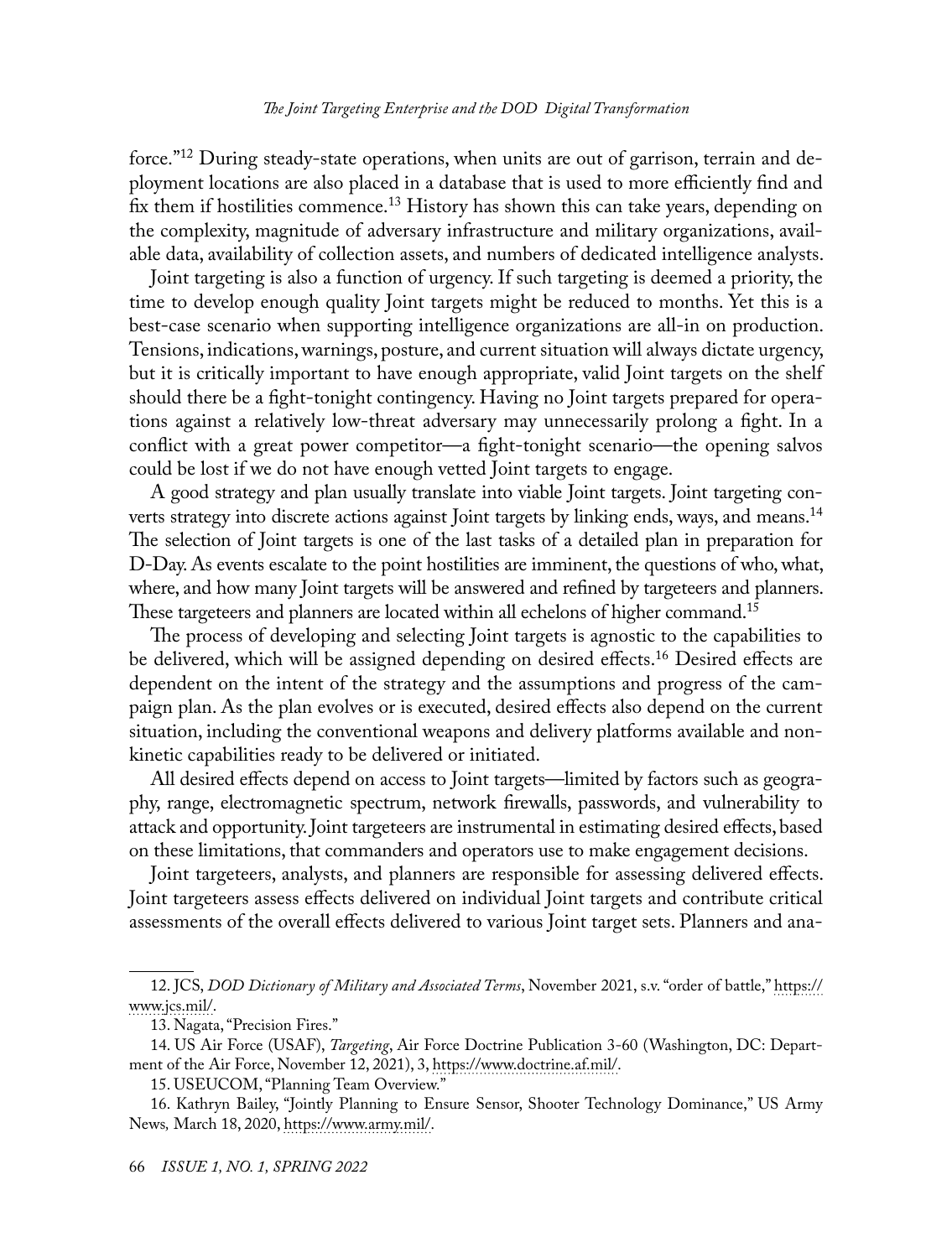force."[12] During steady-state operations, when units are out of garrison, terrain and deployment locations are also placed in a database that is used to more efficiently find and fix them if hostilities commence.[13] History has shown this can take years, depending on the complexity, magnitude of adversary infrastructure and military organizations, available data, availability of collection assets, and numbers of dedicated intelligence analysts.

Joint targeting is also a function of urgency. If such targeting is deemed a priority, the time to develop enough quality Joint targets might be reduced to months. Yet this is a best-case scenario when supporting intelligence organizations are all-in on production. Tensions, indications, warnings, posture, and current situation will always dictate urgency, but it is critically important to have enough appropriate, valid Joint targets on the shelf should there be a fight-tonight contingency. Having no Joint targets prepared for operations against a relatively low-threat adversary may unnecessarily prolong a fight. In a conflict with a great power competitor—a fight-tonight scenario—the opening salvos could be lost if we do not have enough vetted Joint targets to engage.

A good strategy and plan usually translate into viable Joint targets. Joint targeting converts strategy into discrete actions against Joint targets by linking ends, ways, and means.[14] The selection of Joint targets is one of the last tasks of a detailed plan in preparation for D-Day. As events escalate to the point hostilities are imminent, the questions of who, what, where, and how many Joint targets will be answered and refined by targeteers and planners. These targeteers and planners are located within all echelons of higher command.[15]

The process of developing and selecting Joint targets is agnostic to the capabilities to be delivered, which will be assigned depending on desired effects.[16] Desired effects are dependent on the intent of the strategy and the assumptions and progress of the campaign plan. As the plan evolves or is executed, desired effects also depend on the current situation, including the conventional weapons and delivery platforms available and nonkinetic capabilities ready to be delivered or initiated.

All desired effects depend on access to Joint targets—limited by factors such as geography, range, electromagnetic spectrum, network firewalls, passwords, and vulnerability to attack and opportunity. Joint targeteers are instrumental in estimating desired effects, based on these limitations, that commanders and operators use to make engagement decisions.

Joint targeteers, analysts, and planners are responsible for assessing delivered effects. Joint targeteers assess effects delivered on individual Joint targets and contribute critical assessments of the overall effects delivered to various Joint target sets. Planners and ana-

---

12. JCS, *DOD Dictionary of Military and Associated Terms*, November 2021, s.v. "order of battle," https://www.jcs.mil/.

13. Nagata, "Precision Fires."

14. US Air Force (USAF), *Targeting*, Air Force Doctrine Publication 3-60 (Washington, DC: Department of the Air Force, November 12, 2021), 3, https://www.doctrine.af.mil/.

15. USEUCOM, "Planning Team Overview."

16. Kathryn Bailey, "Jointly Planning to Ensure Sensor, Shooter Technology Dominance," US Army News*,* March 18, 2020, https://www.army.mil/.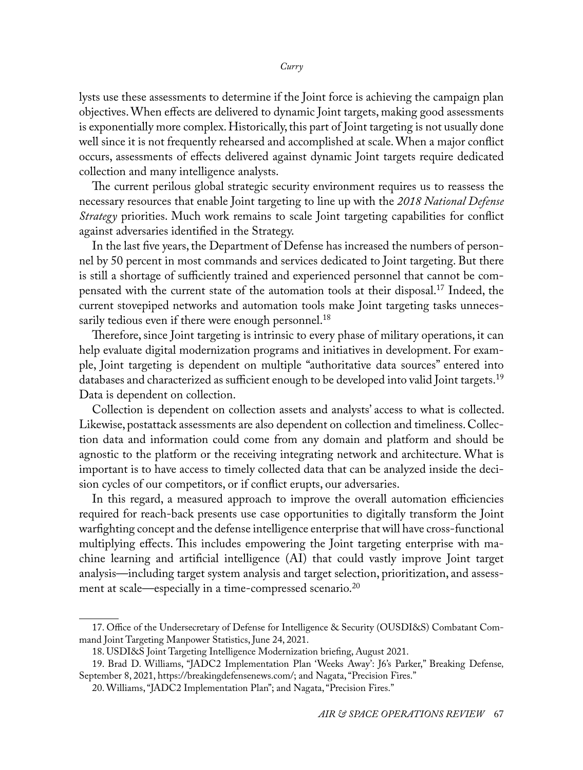lysts use these assessments to determine if the Joint force is achieving the campaign plan objectives. When effects are delivered to dynamic Joint targets, making good assessments is exponentially more complex. Historically, this part of Joint targeting is not usually done well since it is not frequently rehearsed and accomplished at scale. When a major conflict occurs, assessments of effects delivered against dynamic Joint targets require dedicated collection and many intelligence analysts.

The current perilous global strategic security environment requires us to reassess the necessary resources that enable Joint targeting to line up with the *2018 National Defense Strategy* priorities. Much work remains to scale Joint targeting capabilities for conflict against adversaries identified in the Strategy.

In the last five years, the Department of Defense has increased the numbers of personnel by 50 percent in most commands and services dedicated to Joint targeting. But there is still a shortage of sufficiently trained and experienced personnel that cannot be compensated with the current state of the automation tools at their disposal.[17] Indeed, the current stovepiped networks and automation tools make Joint targeting tasks unnecessarily tedious even if there were enough personnel.[18]

Therefore, since Joint targeting is intrinsic to every phase of military operations, it can help evaluate digital modernization programs and initiatives in development. For example, Joint targeting is dependent on multiple "authoritative data sources" entered into databases and characterized as sufficient enough to be developed into valid Joint targets.[19] Data is dependent on collection.

Collection is dependent on collection assets and analysts' access to what is collected. Likewise, postattack assessments are also dependent on collection and timeliness. Collection data and information could come from any domain and platform and should be agnostic to the platform or the receiving integrating network and architecture. What is important is to have access to timely collected data that can be analyzed inside the decision cycles of our competitors, or if conflict erupts, our adversaries.

In this regard, a measured approach to improve the overall automation efficiencies required for reach-back presents use case opportunities to digitally transform the Joint warfighting concept and the defense intelligence enterprise that will have cross-functional multiplying effects. This includes empowering the Joint targeting enterprise with machine learning and artificial intelligence (AI) that could vastly improve Joint target analysis—including target system analysis and target selection, prioritization, and assessment at scale—especially in a time-compressed scenario.[20]

---

17. Office of the Undersecretary of Defense for Intelligence & Security (OUSDI&S) Combatant Command Joint Targeting Manpower Statistics, June 24, 2021.

18. USDI&S Joint Targeting Intelligence Modernization briefing, August 2021.

19. Brad D. Williams, "JADC2 Implementation Plan 'Weeks Away': J6's Parker," Breaking Defense, September 8, 2021, https://breakingdefensenews.com/; and Nagata, "Precision Fires."

20. Williams, "JADC2 Implementation Plan"; and Nagata, "Precision Fires."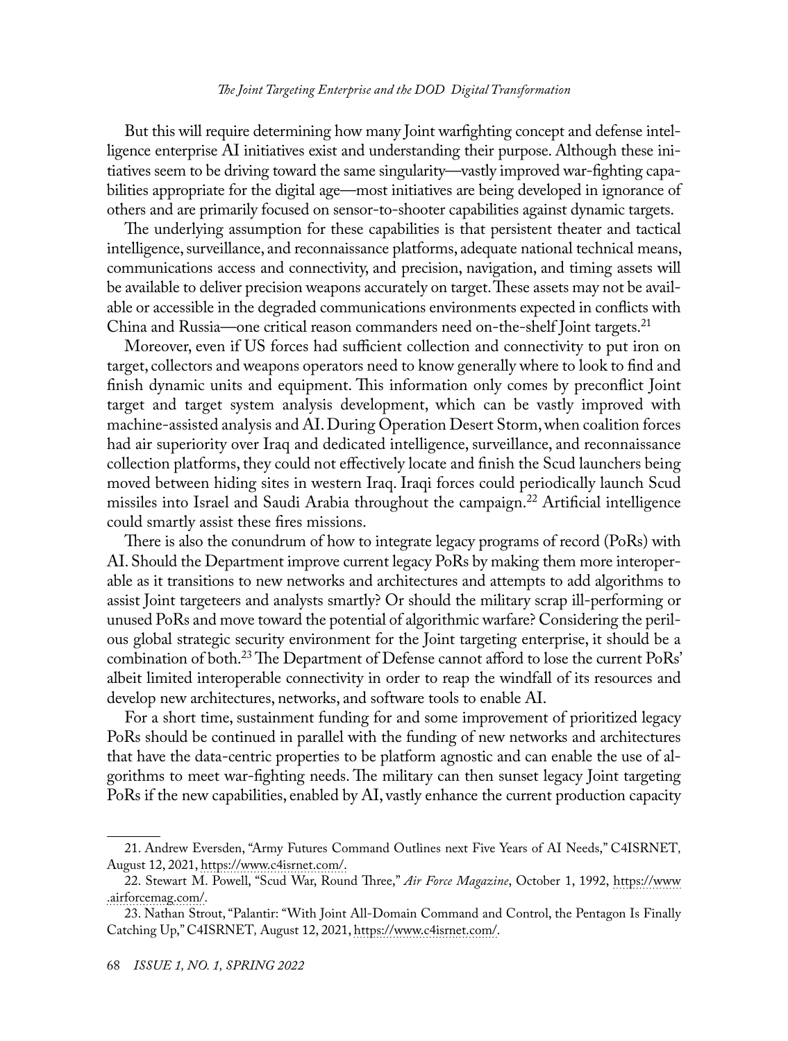But this will require determining how many Joint warfighting concept and defense intelligence enterprise AI initiatives exist and understanding their purpose. Although these initiatives seem to be driving toward the same singularity—vastly improved war-fighting capabilities appropriate for the digital age—most initiatives are being developed in ignorance of others and are primarily focused on sensor-to-shooter capabilities against dynamic targets.

The underlying assumption for these capabilities is that persistent theater and tactical intelligence, surveillance, and reconnaissance platforms, adequate national technical means, communications access and connectivity, and precision, navigation, and timing assets will be available to deliver precision weapons accurately on target. These assets may not be available or accessible in the degraded communications environments expected in conflicts with China and Russia—one critical reason commanders need on-the-shelf Joint targets.[21]

Moreover, even if US forces had sufficient collection and connectivity to put iron on target, collectors and weapons operators need to know generally where to look to find and finish dynamic units and equipment. This information only comes by preconflict Joint target and target system analysis development, which can be vastly improved with machine-assisted analysis and AI. During Operation Desert Storm, when coalition forces had air superiority over Iraq and dedicated intelligence, surveillance, and reconnaissance collection platforms, they could not effectively locate and finish the Scud launchers being moved between hiding sites in western Iraq. Iraqi forces could periodically launch Scud missiles into Israel and Saudi Arabia throughout the campaign.[22] Artificial intelligence could smartly assist these fires missions.

There is also the conundrum of how to integrate legacy programs of record (PoRs) with AI. Should the Department improve current legacy PoRs by making them more interoperable as it transitions to new networks and architectures and attempts to add algorithms to assist Joint targeteers and analysts smartly? Or should the military scrap ill-performing or unused PoRs and move toward the potential of algorithmic warfare? Considering the perilous global strategic security environment for the Joint targeting enterprise, it should be a combination of both.[23] The Department of Defense cannot afford to lose the current PoRs' albeit limited interoperable connectivity in order to reap the windfall of its resources and develop new architectures, networks, and software tools to enable AI.

For a short time, sustainment funding for and some improvement of prioritized legacy PoRs should be continued in parallel with the funding of new networks and architectures that have the data-centric properties to be platform agnostic and can enable the use of algorithms to meet war-fighting needs. The military can then sunset legacy Joint targeting PoRs if the new capabilities, enabled by AI, vastly enhance the current production capacity

---

21. Andrew Eversden, "Army Futures Command Outlines next Five Years of AI Needs," C4ISRNET, August 12, 2021, https://www.c4isrnet.com/.

22. Stewart M. Powell, "Scud War, Round Three," *Air Force Magazine*, October 1, 1992, https://www.airforcemag.com/.

23. Nathan Strout, "Palantir: "With Joint All-Domain Command and Control, the Pentagon Is Finally Catching Up," C4ISRNET, August 12, 2021, https://www.c4isrnet.com/.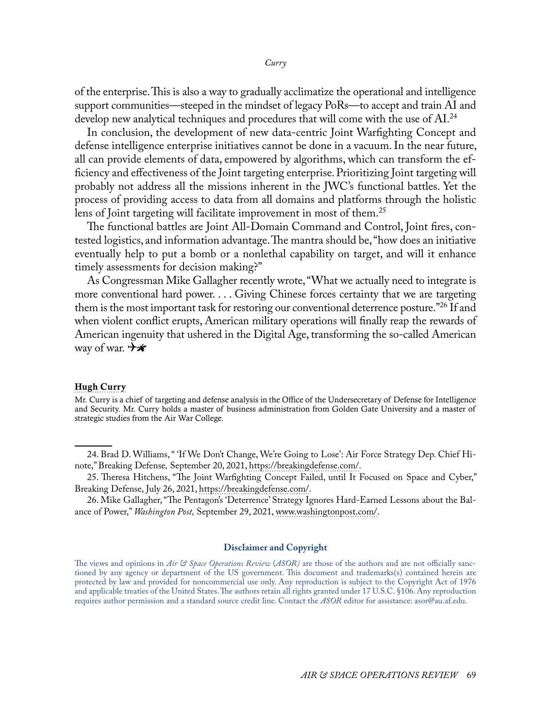of the enterprise. This is also a way to gradually acclimatize the operational and intelligence support communities—steeped in the mindset of legacy PoRs—to accept and train AI and develop new analytical techniques and procedures that will come with the use of AI.[24]

In conclusion, the development of new data-centric Joint Warfighting Concept and defense intelligence enterprise initiatives cannot be done in a vacuum. In the near future, all can provide elements of data, empowered by algorithms, which can transform the efficiency and effectiveness of the Joint targeting enterprise. Prioritizing Joint targeting will probably not address all the missions inherent in the JWC's functional battles. Yet the process of providing access to data from all domains and platforms through the holistic lens of Joint targeting will facilitate improvement in most of them.[25]

The functional battles are Joint All-Domain Command and Control, Joint fires, contested logistics, and information advantage. The mantra should be, "how does an initiative eventually help to put a bomb or a nonlethal capability on target, and will it enhance timely assessments for decision making?"

As Congressman Mike Gallagher recently wrote, "What we actually need to integrate is more conventional hard power. . . . Giving Chinese forces certainty that we are targeting them is the most important task for restoring our conventional deterrence posture."[26] If and when violent conflict erupts, American military operations will finally reap the rewards of American ingenuity that ushered in the Digital Age, transforming the so-called American way of war.

**Hugh Curry**

Mr. Curry is a chief of targeting and defense analysis in the Office of the Undersecretary of Defense for Intelligence and Security. Mr. Curry holds a master of business administration from Golden Gate University and a master of strategic studies from the Air War College.

---

24. Brad D. Williams, " 'If We Don't Change, We're Going to Lose': Air Force Strategy Dep. Chief Hinote," Breaking Defense, September 20, 2021, https://breakingdefense.com/.

25. Theresa Hitchens, "The Joint Warfighting Concept Failed, until It Focused on Space and Cyber," Breaking Defense, July 26, 2021, https://breakingdefense.com/.

26. Mike Gallagher, "The Pentagon's 'Deterrence' Strategy Ignores Hard-Earned Lessons about the Balance of Power," *Washington Post,* September 29, 2021, www.washingtonpost.com/.

**Disclaimer and Copyright**

The views and opinions in *Air & Space Operations Review* (*ASOR)* are those of the authors and are not officially sanctioned by any agency or department of the US government. This document and trademarks(s) contained herein are protected by law and provided for noncommercial use only. Any reproduction is subject to the Copyright Act of 1976 and applicable treaties of the United States. The authors retain all rights granted under 17 U.S.C. §106. Any reproduction requires author permission and a standard source credit line. Contact the *ASOR* editor for assistance: asor@au.af.edu.